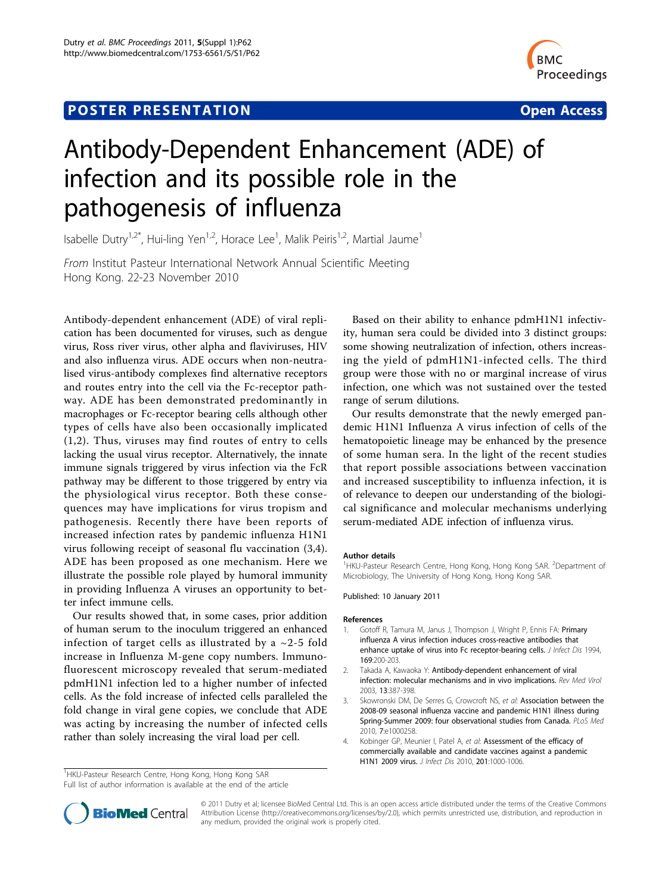POSTER PRESENTATION — Open Access

# Antibody-Dependent Enhancement (ADE) of infection and its possible role in the pathogenesis of influenza

Isabelle Dutry[1,2*], Hui-ling Yen[1,2], Horace Lee[1], Malik Peiris[1,2], Martial Jaume[1]

*From* Institut Pasteur International Network Annual Scientific Meeting
Hong Kong. 22-23 November 2010

Antibody-dependent enhancement (ADE) of viral replication has been documented for viruses, such as dengue virus, Ross river virus, other alpha and flaviviruses, HIV and also influenza virus. ADE occurs when non-neutralised virus-antibody complexes find alternative receptors and routes entry into the cell via the Fc-receptor pathway. ADE has been demonstrated predominantly in macrophages or Fc-receptor bearing cells although other types of cells have also been occasionally implicated (1,2). Thus, viruses may find routes of entry to cells lacking the usual virus receptor. Alternatively, the innate immune signals triggered by virus infection via the FcR pathway may be different to those triggered by entry via the physiological virus receptor. Both these consequences may have implications for virus tropism and pathogenesis. Recently there have been reports of increased infection rates by pandemic influenza H1N1 virus following receipt of seasonal flu vaccination (3,4). ADE has been proposed as one mechanism. Here we illustrate the possible role played by humoral immunity in providing Influenza A viruses an opportunity to better infect immune cells.

Our results showed that, in some cases, prior addition of human serum to the inoculum triggered an enhanced infection of target cells as illustrated by a ~2-5 fold increase in Influenza M-gene copy numbers. Immunofluorescent microscopy revealed that serum-mediated pdmH1N1 infection led to a higher number of infected cells. As the fold increase of infected cells paralleled the fold change in viral gene copies, we conclude that ADE was acting by increasing the number of infected cells rather than solely increasing the viral load per cell.

Based on their ability to enhance pdmH1N1 infectivity, human sera could be divided into 3 distinct groups: some showing neutralization of infection, others increasing the yield of pdmH1N1-infected cells. The third group were those with no or marginal increase of virus infection, one which was not sustained over the tested range of serum dilutions.

Our results demonstrate that the newly emerged pandemic H1N1 Influenza A virus infection of cells of the hematopoietic lineage may be enhanced by the presence of some human sera. In the light of the recent studies that report possible associations between vaccination and increased susceptibility to influenza infection, it is of relevance to deepen our understanding of the biological significance and molecular mechanisms underlying serum-mediated ADE infection of influenza virus.

### Author details

[1]HKU-Pasteur Research Centre, Hong Kong, Hong Kong SAR. [2]Department of Microbiology, The University of Hong Kong, Hong Kong SAR.

Published: 10 January 2011

### References

1. Gotoff R, Tamura M, Janus J, Thompson J, Wright P, Ennis FA: **Primary influenza A virus infection induces cross-reactive antibodies that enhance uptake of virus into Fc receptor-bearing cells.** *J Infect Dis* 1994, **169**:200-203.
2. Takada A, Kawaoka Y: **Antibody-dependent enhancement of viral infection: molecular mechanisms and in vivo implications.** *Rev Med Virol* 2003, **13**:387-398.
3. Skowronski DM, De Serres G, Crowcroft NS, *et al*: **Association between the 2008-09 seasonal influenza vaccine and pandemic H1N1 illness during Spring-Summer 2009: four observational studies from Canada.** *PLoS Med* 2010, **7**:e1000258.
4. Kobinger GP, Meunier I, Patel A, *et al*: **Assessment of the efficacy of commercially available and candidate vaccines against a pandemic H1N1 2009 virus.** *J Infect Dis* 2010, **201**:1000-1006.

[1]HKU-Pasteur Research Centre, Hong Kong, Hong Kong SAR
Full list of author information is available at the end of the article

© 2011 Dutry et al; licensee BioMed Central Ltd. This is an open access article distributed under the terms of the Creative Commons Attribution License (http://creativecommons.org/licenses/by/2.0), which permits unrestricted use, distribution, and reproduction in any medium, provided the original work is properly cited.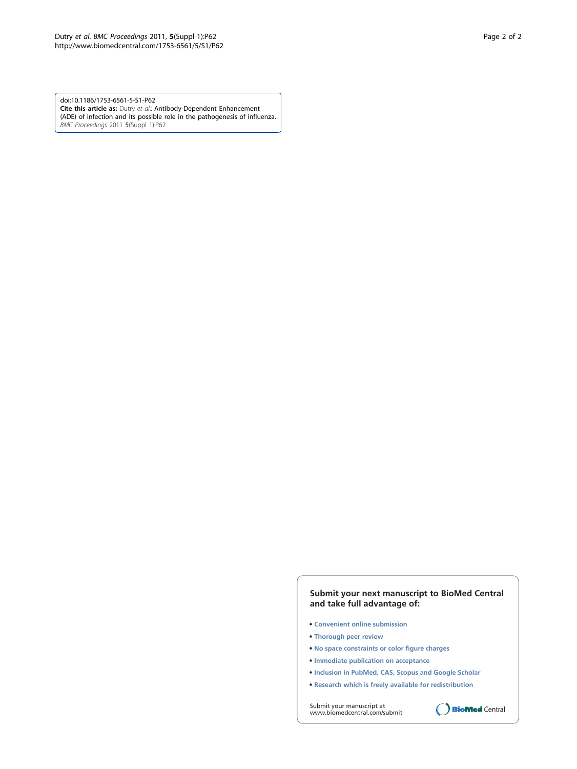doi:10.1186/1753-6561-5-S1-P62

**Cite this article as:** Dutry *et al.*: Antibody-Dependent Enhancement (ADE) of infection and its possible role in the pathogenesis of influenza. *BMC Proceedings* 2011 **5**(Suppl 1):P62.

**Submit your next manuscript to BioMed Central and take full advantage of:**

- **Convenient online submission**
- **Thorough peer review**
- **No space constraints or color figure charges**
- **Immediate publication on acceptance**
- **Inclusion in PubMed, CAS, Scopus and Google Scholar**
- **Research which is freely available for redistribution**

Submit your manuscript at www.biomedcentral.com/submit

BioMed Central